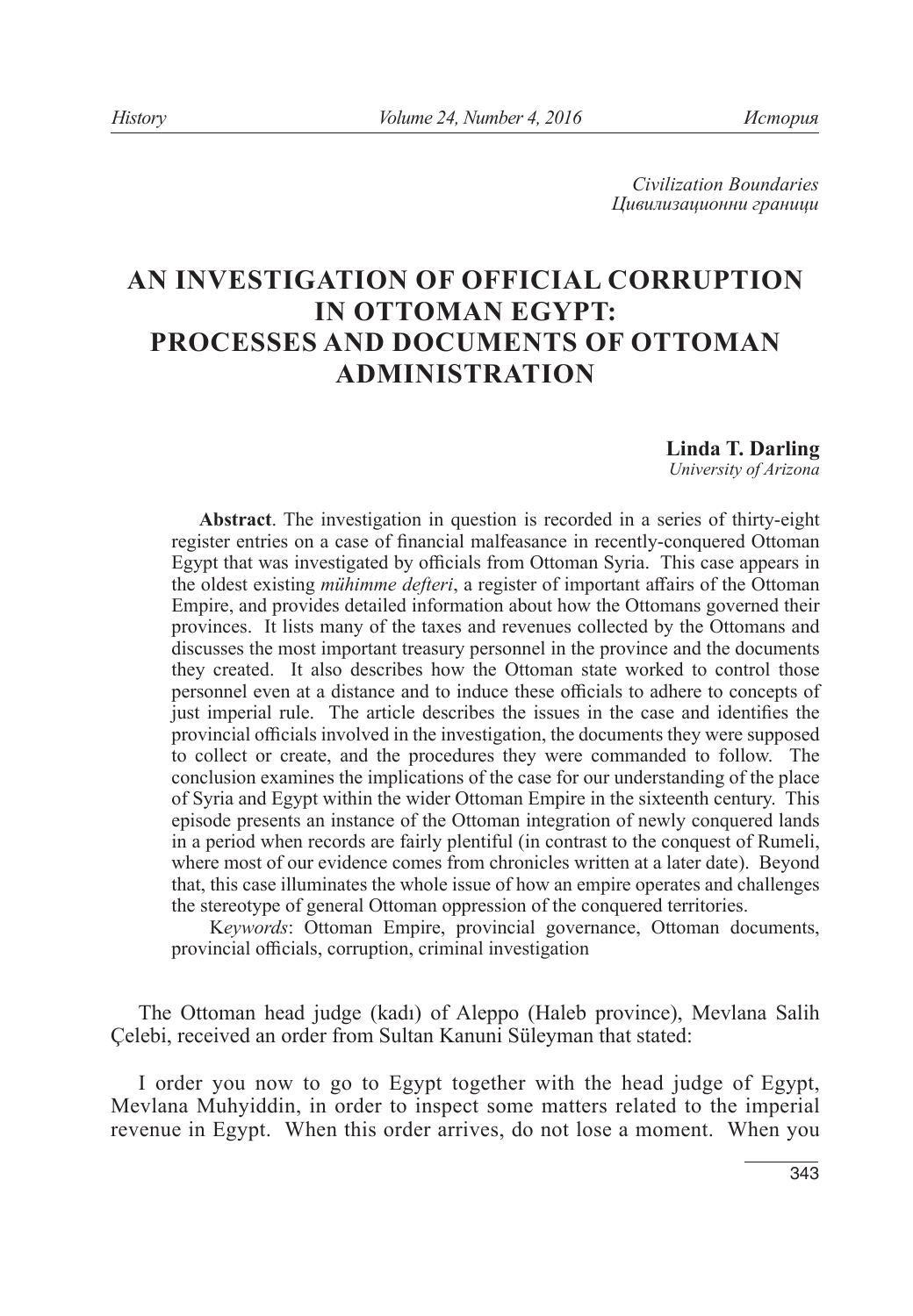*Civilization Boundaries*
*Цивилизационни граници*

# AN INVESTIGATION OF OFFICIAL CORRUPTION IN OTTOMAN EGYPT: PROCESSES AND DOCUMENTS OF OTTOMAN ADMINISTRATION

**Linda T. Darling**
*University of Arizona*

**Abstract**. The investigation in question is recorded in a series of thirty-eight register entries on a case of financial malfeasance in recently-conquered Ottoman Egypt that was investigated by officials from Ottoman Syria. This case appears in the oldest existing *mühimme defteri*, a register of important affairs of the Ottoman Empire, and provides detailed information about how the Ottomans governed their provinces. It lists many of the taxes and revenues collected by the Ottomans and discusses the most important treasury personnel in the province and the documents they created. It also describes how the Ottoman state worked to control those personnel even at a distance and to induce these officials to adhere to concepts of just imperial rule. The article describes the issues in the case and identifies the provincial officials involved in the investigation, the documents they were supposed to collect or create, and the procedures they were commanded to follow. The conclusion examines the implications of the case for our understanding of the place of Syria and Egypt within the wider Ottoman Empire in the sixteenth century. This episode presents an instance of the Ottoman integration of newly conquered lands in a period when records are fairly plentiful (in contrast to the conquest of Rumeli, where most of our evidence comes from chronicles written at a later date). Beyond that, this case illuminates the whole issue of how an empire operates and challenges the stereotype of general Ottoman oppression of the conquered territories.

K*eywords*: Ottoman Empire, provincial governance, Ottoman documents, provincial officials, corruption, criminal investigation

The Ottoman head judge (kadı) of Aleppo (Haleb province), Mevlana Salih Çelebi, received an order from Sultan Kanuni Süleyman that stated:

I order you now to go to Egypt together with the head judge of Egypt, Mevlana Muhyiddin, in order to inspect some matters related to the imperial revenue in Egypt. When this order arrives, do not lose a moment. When you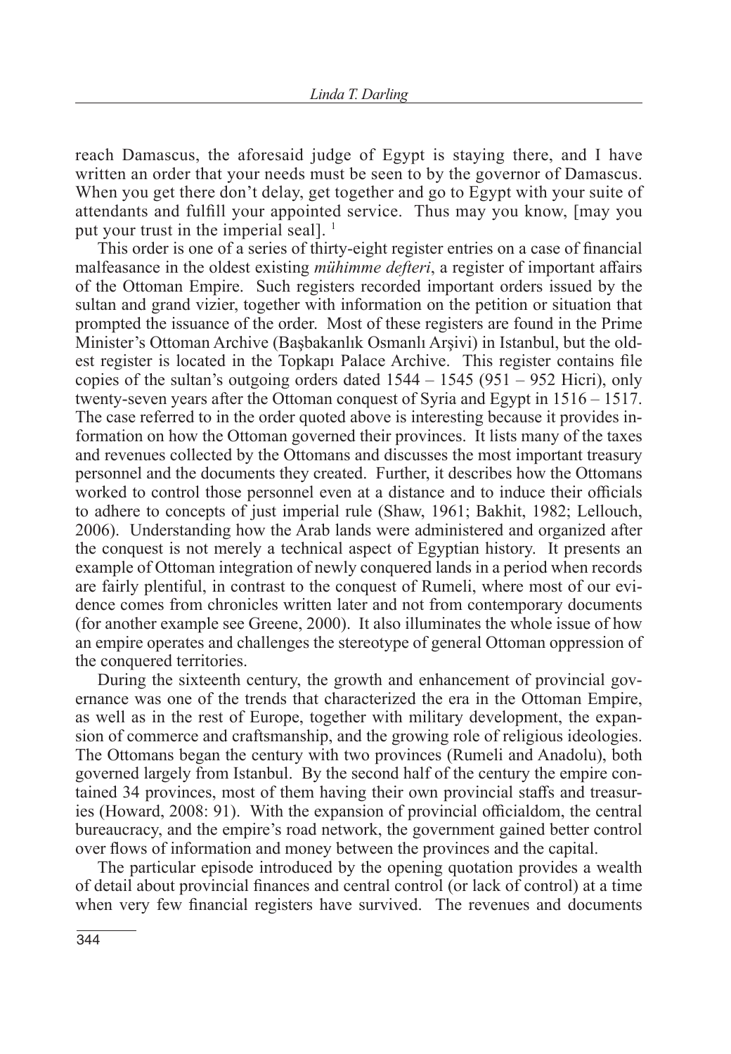reach Damascus, the aforesaid judge of Egypt is staying there, and I have written an order that your needs must be seen to by the governor of Damascus. When you get there don't delay, get together and go to Egypt with your suite of attendants and fulfill your appointed service. Thus may you know, [may you put your trust in the imperial seal]. [1]

This order is one of a series of thirty-eight register entries on a case of financial malfeasance in the oldest existing *mühimme defteri*, a register of important affairs of the Ottoman Empire. Such registers recorded important orders issued by the sultan and grand vizier, together with information on the petition or situation that prompted the issuance of the order. Most of these registers are found in the Prime Minister's Ottoman Archive (Başbakanlık Osmanlı Arşivi) in Istanbul, but the oldest register is located in the Topkapı Palace Archive. This register contains file copies of the sultan's outgoing orders dated 1544 – 1545 (951 – 952 Hicri), only twenty-seven years after the Ottoman conquest of Syria and Egypt in 1516 – 1517. The case referred to in the order quoted above is interesting because it provides information on how the Ottoman governed their provinces. It lists many of the taxes and revenues collected by the Ottomans and discusses the most important treasury personnel and the documents they created. Further, it describes how the Ottomans worked to control those personnel even at a distance and to induce their officials to adhere to concepts of just imperial rule (Shaw, 1961; Bakhit, 1982; Lellouch, 2006). Understanding how the Arab lands were administered and organized after the conquest is not merely a technical aspect of Egyptian history. It presents an example of Ottoman integration of newly conquered lands in a period when records are fairly plentiful, in contrast to the conquest of Rumeli, where most of our evidence comes from chronicles written later and not from contemporary documents (for another example see Greene, 2000). It also illuminates the whole issue of how an empire operates and challenges the stereotype of general Ottoman oppression of the conquered territories.

During the sixteenth century, the growth and enhancement of provincial governance was one of the trends that characterized the era in the Ottoman Empire, as well as in the rest of Europe, together with military development, the expansion of commerce and craftsmanship, and the growing role of religious ideologies. The Ottomans began the century with two provinces (Rumeli and Anadolu), both governed largely from Istanbul. By the second half of the century the empire contained 34 provinces, most of them having their own provincial staffs and treasuries (Howard, 2008: 91). With the expansion of provincial officialdom, the central bureaucracy, and the empire's road network, the government gained better control over flows of information and money between the provinces and the capital.

The particular episode introduced by the opening quotation provides a wealth of detail about provincial finances and central control (or lack of control) at a time when very few financial registers have survived. The revenues and documents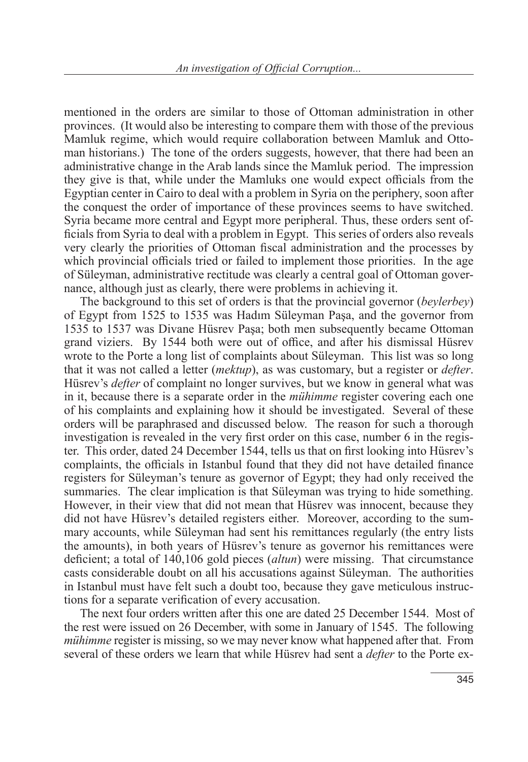mentioned in the orders are similar to those of Ottoman administration in other provinces. (It would also be interesting to compare them with those of the previous Mamluk regime, which would require collaboration between Mamluk and Ottoman historians.) The tone of the orders suggests, however, that there had been an administrative change in the Arab lands since the Mamluk period. The impression they give is that, while under the Mamluks one would expect officials from the Egyptian center in Cairo to deal with a problem in Syria on the periphery, soon after the conquest the order of importance of these provinces seems to have switched. Syria became more central and Egypt more peripheral. Thus, these orders sent officials from Syria to deal with a problem in Egypt. This series of orders also reveals very clearly the priorities of Ottoman fiscal administration and the processes by which provincial officials tried or failed to implement those priorities. In the age of Süleyman, administrative rectitude was clearly a central goal of Ottoman governance, although just as clearly, there were problems in achieving it.

The background to this set of orders is that the provincial governor (*beylerbey*) of Egypt from 1525 to 1535 was Hadım Süleyman Paşa, and the governor from 1535 to 1537 was Divane Hüsrev Paşa; both men subsequently became Ottoman grand viziers. By 1544 both were out of office, and after his dismissal Hüsrev wrote to the Porte a long list of complaints about Süleyman. This list was so long that it was not called a letter (*mektup*), as was customary, but a register or *defter*. Hüsrev's *defter* of complaint no longer survives, but we know in general what was in it, because there is a separate order in the *mühimme* register covering each one of his complaints and explaining how it should be investigated. Several of these orders will be paraphrased and discussed below. The reason for such a thorough investigation is revealed in the very first order on this case, number 6 in the register. This order, dated 24 December 1544, tells us that on first looking into Hüsrev's complaints, the officials in Istanbul found that they did not have detailed finance registers for Süleyman's tenure as governor of Egypt; they had only received the summaries. The clear implication is that Süleyman was trying to hide something. However, in their view that did not mean that Hüsrev was innocent, because they did not have Hüsrev's detailed registers either. Moreover, according to the summary accounts, while Süleyman had sent his remittances regularly (the entry lists the amounts), in both years of Hüsrev's tenure as governor his remittances were deficient; a total of 140,106 gold pieces (*altun*) were missing. That circumstance casts considerable doubt on all his accusations against Süleyman. The authorities in Istanbul must have felt such a doubt too, because they gave meticulous instructions for a separate verification of every accusation.

The next four orders written after this one are dated 25 December 1544. Most of the rest were issued on 26 December, with some in January of 1545. The following *mühimme* register is missing, so we may never know what happened after that. From several of these orders we learn that while Hüsrev had sent a *defter* to the Porte ex-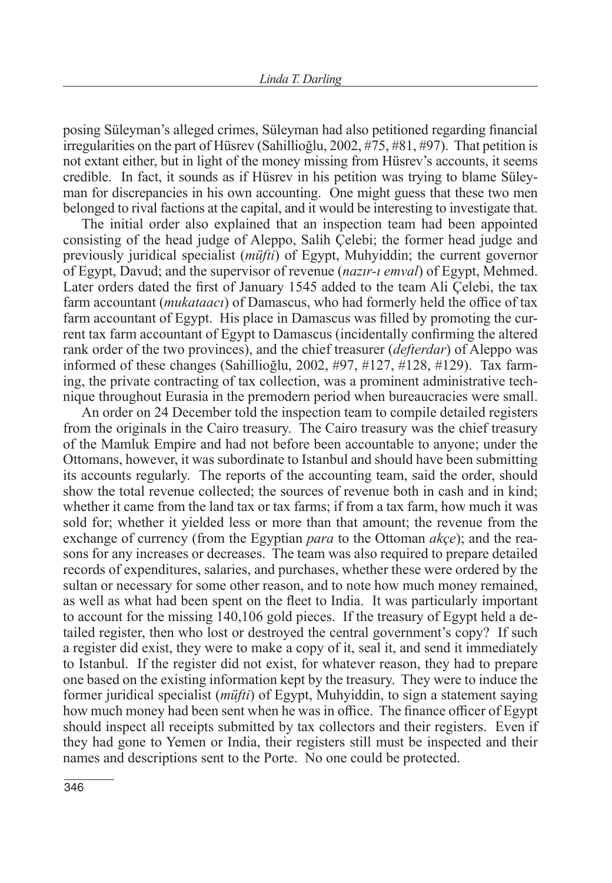posing Süleyman's alleged crimes, Süleyman had also petitioned regarding financial irregularities on the part of Hüsrev (Sahillioğlu, 2002, #75, #81, #97). That petition is not extant either, but in light of the money missing from Hüsrev's accounts, it seems credible. In fact, it sounds as if Hüsrev in his petition was trying to blame Süleyman for discrepancies in his own accounting. One might guess that these two men belonged to rival factions at the capital, and it would be interesting to investigate that.

The initial order also explained that an inspection team had been appointed consisting of the head judge of Aleppo, Salih Çelebi; the former head judge and previously juridical specialist (*müfti*) of Egypt, Muhyiddin; the current governor of Egypt, Davud; and the supervisor of revenue (*nazır-ı emval*) of Egypt, Mehmed. Later orders dated the first of January 1545 added to the team Ali Çelebi, the tax farm accountant (*mukataacı*) of Damascus, who had formerly held the office of tax farm accountant of Egypt. His place in Damascus was filled by promoting the current tax farm accountant of Egypt to Damascus (incidentally confirming the altered rank order of the two provinces), and the chief treasurer (*defterdar*) of Aleppo was informed of these changes (Sahillioğlu, 2002, #97, #127, #128, #129). Tax farming, the private contracting of tax collection, was a prominent administrative technique throughout Eurasia in the premodern period when bureaucracies were small.

An order on 24 December told the inspection team to compile detailed registers from the originals in the Cairo treasury. The Cairo treasury was the chief treasury of the Mamluk Empire and had not before been accountable to anyone; under the Ottomans, however, it was subordinate to Istanbul and should have been submitting its accounts regularly. The reports of the accounting team, said the order, should show the total revenue collected; the sources of revenue both in cash and in kind; whether it came from the land tax or tax farms; if from a tax farm, how much it was sold for; whether it yielded less or more than that amount; the revenue from the exchange of currency (from the Egyptian *para* to the Ottoman *akçe*); and the reasons for any increases or decreases. The team was also required to prepare detailed records of expenditures, salaries, and purchases, whether these were ordered by the sultan or necessary for some other reason, and to note how much money remained, as well as what had been spent on the fleet to India. It was particularly important to account for the missing 140,106 gold pieces. If the treasury of Egypt held a detailed register, then who lost or destroyed the central government's copy? If such a register did exist, they were to make a copy of it, seal it, and send it immediately to Istanbul. If the register did not exist, for whatever reason, they had to prepare one based on the existing information kept by the treasury. They were to induce the former juridical specialist (*müfti*) of Egypt, Muhyiddin, to sign a statement saying how much money had been sent when he was in office. The finance officer of Egypt should inspect all receipts submitted by tax collectors and their registers. Even if they had gone to Yemen or India, their registers still must be inspected and their names and descriptions sent to the Porte. No one could be protected.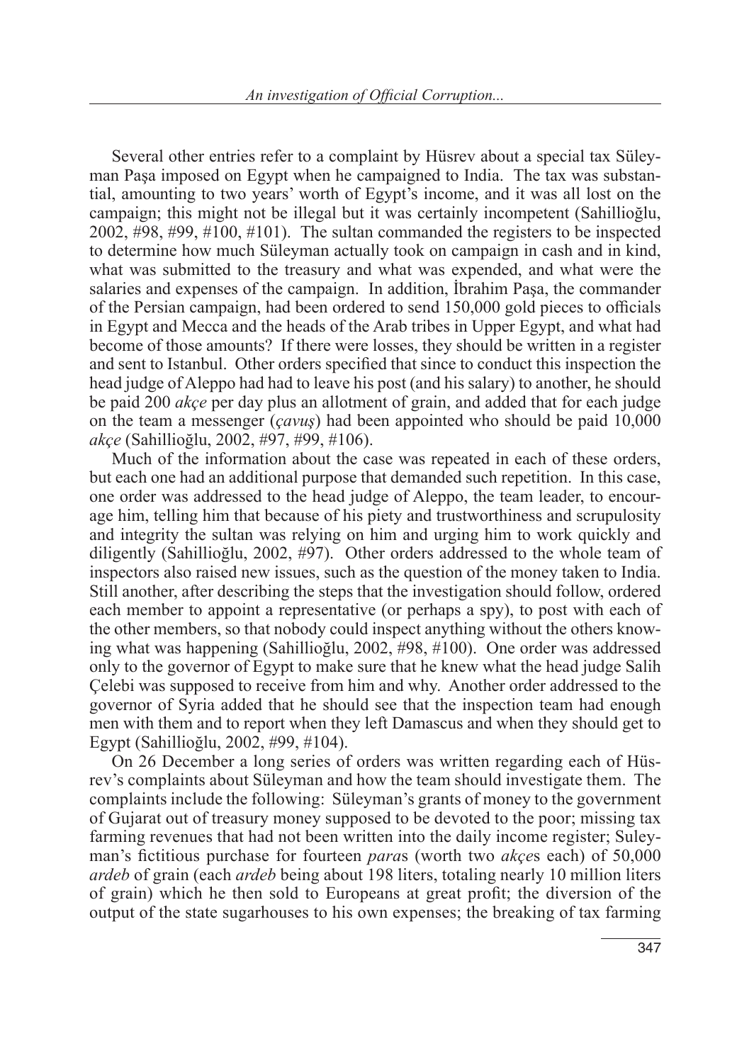Several other entries refer to a complaint by Hüsrev about a special tax Süleyman Paşa imposed on Egypt when he campaigned to India. The tax was substantial, amounting to two years' worth of Egypt's income, and it was all lost on the campaign; this might not be illegal but it was certainly incompetent (Sahillioğlu, 2002, #98, #99, #100, #101). The sultan commanded the registers to be inspected to determine how much Süleyman actually took on campaign in cash and in kind, what was submitted to the treasury and what was expended, and what were the salaries and expenses of the campaign. In addition, İbrahim Paşa, the commander of the Persian campaign, had been ordered to send 150,000 gold pieces to officials in Egypt and Mecca and the heads of the Arab tribes in Upper Egypt, and what had become of those amounts? If there were losses, they should be written in a register and sent to Istanbul. Other orders specified that since to conduct this inspection the head judge of Aleppo had had to leave his post (and his salary) to another, he should be paid 200 *akçe* per day plus an allotment of grain, and added that for each judge on the team a messenger (*çavuş*) had been appointed who should be paid 10,000 *akçe* (Sahillioğlu, 2002, #97, #99, #106).

Much of the information about the case was repeated in each of these orders, but each one had an additional purpose that demanded such repetition. In this case, one order was addressed to the head judge of Aleppo, the team leader, to encourage him, telling him that because of his piety and trustworthiness and scrupulosity and integrity the sultan was relying on him and urging him to work quickly and diligently (Sahillioğlu, 2002, #97). Other orders addressed to the whole team of inspectors also raised new issues, such as the question of the money taken to India. Still another, after describing the steps that the investigation should follow, ordered each member to appoint a representative (or perhaps a spy), to post with each of the other members, so that nobody could inspect anything without the others knowing what was happening (Sahillioğlu, 2002, #98, #100). One order was addressed only to the governor of Egypt to make sure that he knew what the head judge Salih Çelebi was supposed to receive from him and why. Another order addressed to the governor of Syria added that he should see that the inspection team had enough men with them and to report when they left Damascus and when they should get to Egypt (Sahillioğlu, 2002, #99, #104).

On 26 December a long series of orders was written regarding each of Hüsrev's complaints about Süleyman and how the team should investigate them. The complaints include the following: Süleyman's grants of money to the government of Gujarat out of treasury money supposed to be devoted to the poor; missing tax farming revenues that had not been written into the daily income register; Suleyman's fictitious purchase for fourteen *para*s (worth two *akçe*s each) of 50,000 *ardeb* of grain (each *ardeb* being about 198 liters, totaling nearly 10 million liters of grain) which he then sold to Europeans at great profit; the diversion of the output of the state sugarhouses to his own expenses; the breaking of tax farming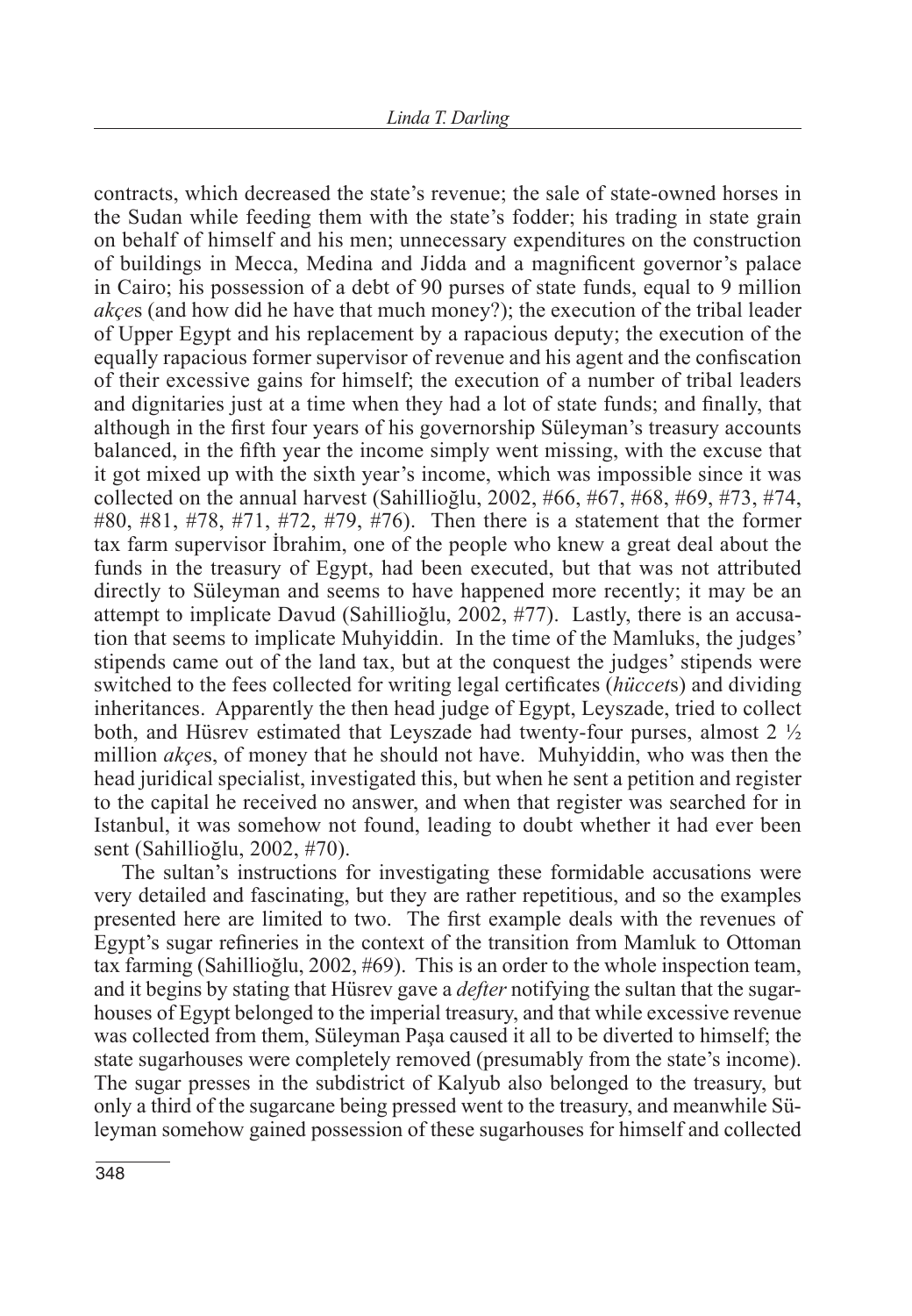contracts, which decreased the state's revenue; the sale of state-owned horses in the Sudan while feeding them with the state's fodder; his trading in state grain on behalf of himself and his men; unnecessary expenditures on the construction of buildings in Mecca, Medina and Jidda and a magnificent governor's palace in Cairo; his possession of a debt of 90 purses of state funds, equal to 9 million *akçe*s (and how did he have that much money?); the execution of the tribal leader of Upper Egypt and his replacement by a rapacious deputy; the execution of the equally rapacious former supervisor of revenue and his agent and the confiscation of their excessive gains for himself; the execution of a number of tribal leaders and dignitaries just at a time when they had a lot of state funds; and finally, that although in the first four years of his governorship Süleyman's treasury accounts balanced, in the fifth year the income simply went missing, with the excuse that it got mixed up with the sixth year's income, which was impossible since it was collected on the annual harvest (Sahillioğlu, 2002, #66, #67, #68, #69, #73, #74, #80, #81, #78, #71, #72, #79, #76). Then there is a statement that the former tax farm supervisor İbrahim, one of the people who knew a great deal about the funds in the treasury of Egypt, had been executed, but that was not attributed directly to Süleyman and seems to have happened more recently; it may be an attempt to implicate Davud (Sahillioğlu, 2002, #77). Lastly, there is an accusation that seems to implicate Muhyiddin. In the time of the Mamluks, the judges' stipends came out of the land tax, but at the conquest the judges' stipends were switched to the fees collected for writing legal certificates (*hüccet*s) and dividing inheritances. Apparently the then head judge of Egypt, Leyszade, tried to collect both, and Hüsrev estimated that Leyszade had twenty-four purses, almost 2 ½ million *akçe*s, of money that he should not have. Muhyiddin, who was then the head juridical specialist, investigated this, but when he sent a petition and register to the capital he received no answer, and when that register was searched for in Istanbul, it was somehow not found, leading to doubt whether it had ever been sent (Sahillioğlu, 2002, #70).

The sultan's instructions for investigating these formidable accusations were very detailed and fascinating, but they are rather repetitious, and so the examples presented here are limited to two. The first example deals with the revenues of Egypt's sugar refineries in the context of the transition from Mamluk to Ottoman tax farming (Sahillioğlu, 2002, #69). This is an order to the whole inspection team, and it begins by stating that Hüsrev gave a *defter* notifying the sultan that the sugarhouses of Egypt belonged to the imperial treasury, and that while excessive revenue was collected from them, Süleyman Paşa caused it all to be diverted to himself; the state sugarhouses were completely removed (presumably from the state's income). The sugar presses in the subdistrict of Kalyub also belonged to the treasury, but only a third of the sugarcane being pressed went to the treasury, and meanwhile Süleyman somehow gained possession of these sugarhouses for himself and collected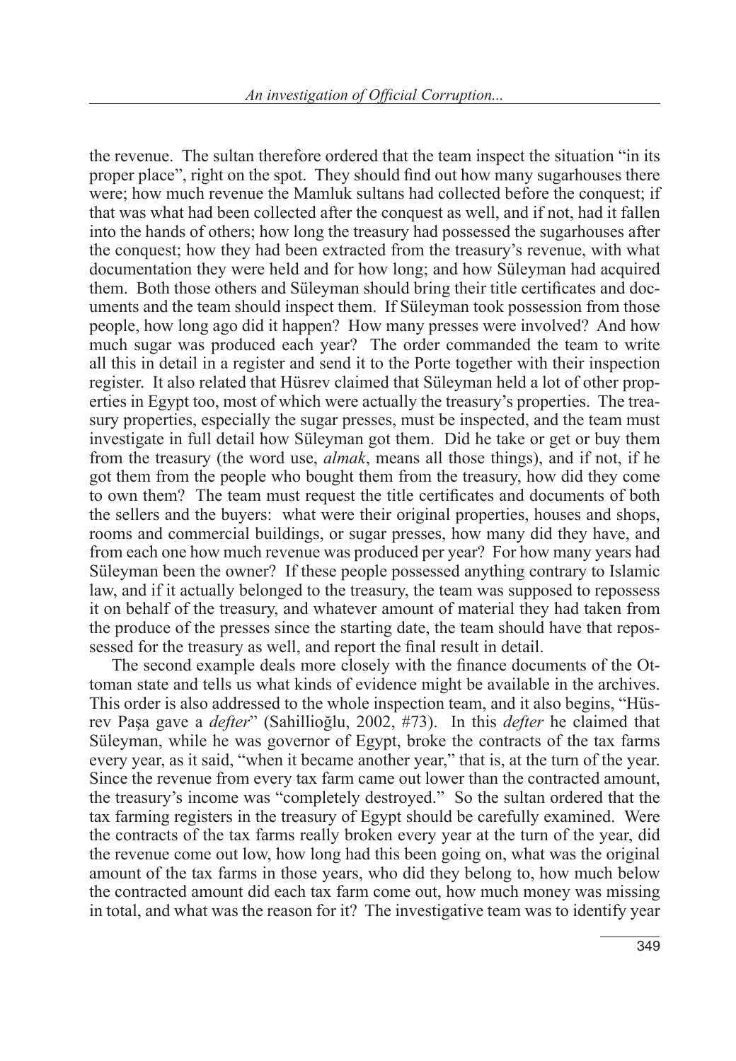the revenue. The sultan therefore ordered that the team inspect the situation "in its proper place", right on the spot. They should find out how many sugarhouses there were; how much revenue the Mamluk sultans had collected before the conquest; if that was what had been collected after the conquest as well, and if not, had it fallen into the hands of others; how long the treasury had possessed the sugarhouses after the conquest; how they had been extracted from the treasury's revenue, with what documentation they were held and for how long; and how Süleyman had acquired them. Both those others and Süleyman should bring their title certificates and documents and the team should inspect them. If Süleyman took possession from those people, how long ago did it happen? How many presses were involved? And how much sugar was produced each year? The order commanded the team to write all this in detail in a register and send it to the Porte together with their inspection register. It also related that Hüsrev claimed that Süleyman held a lot of other properties in Egypt too, most of which were actually the treasury's properties. The treasury properties, especially the sugar presses, must be inspected, and the team must investigate in full detail how Süleyman got them. Did he take or get or buy them from the treasury (the word use, *almak*, means all those things), and if not, if he got them from the people who bought them from the treasury, how did they come to own them? The team must request the title certificates and documents of both the sellers and the buyers: what were their original properties, houses and shops, rooms and commercial buildings, or sugar presses, how many did they have, and from each one how much revenue was produced per year? For how many years had Süleyman been the owner? If these people possessed anything contrary to Islamic law, and if it actually belonged to the treasury, the team was supposed to repossess it on behalf of the treasury, and whatever amount of material they had taken from the produce of the presses since the starting date, the team should have that repossessed for the treasury as well, and report the final result in detail.

The second example deals more closely with the finance documents of the Ottoman state and tells us what kinds of evidence might be available in the archives. This order is also addressed to the whole inspection team, and it also begins, "Hüsrev Paşa gave a *defter*" (Sahillioğlu, 2002, #73). In this *defter* he claimed that Süleyman, while he was governor of Egypt, broke the contracts of the tax farms every year, as it said, "when it became another year," that is, at the turn of the year. Since the revenue from every tax farm came out lower than the contracted amount, the treasury's income was "completely destroyed." So the sultan ordered that the tax farming registers in the treasury of Egypt should be carefully examined. Were the contracts of the tax farms really broken every year at the turn of the year, did the revenue come out low, how long had this been going on, what was the original amount of the tax farms in those years, who did they belong to, how much below the contracted amount did each tax farm come out, how much money was missing in total, and what was the reason for it? The investigative team was to identify year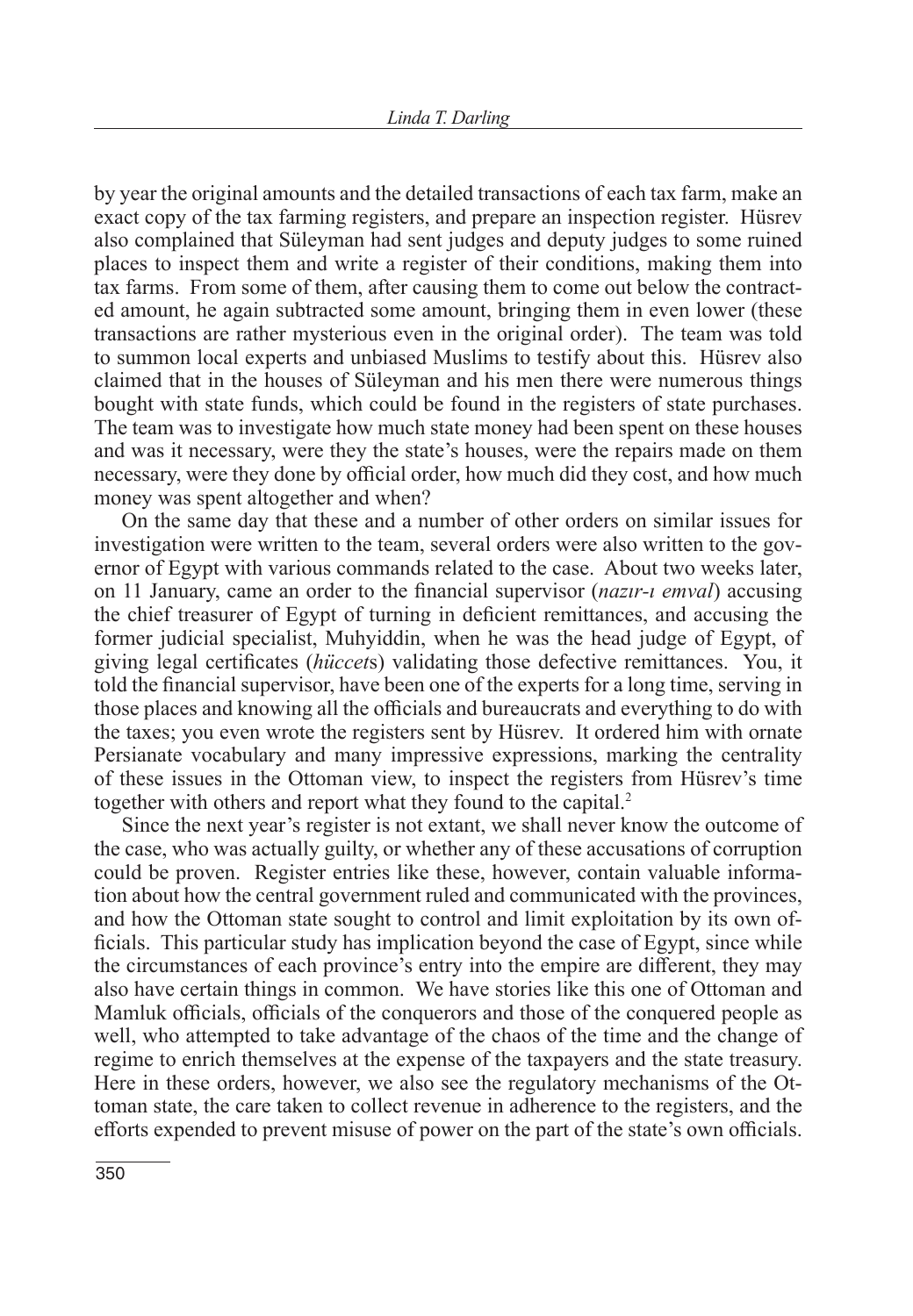by year the original amounts and the detailed transactions of each tax farm, make an exact copy of the tax farming registers, and prepare an inspection register. Hüsrev also complained that Süleyman had sent judges and deputy judges to some ruined places to inspect them and write a register of their conditions, making them into tax farms. From some of them, after causing them to come out below the contracted amount, he again subtracted some amount, bringing them in even lower (these transactions are rather mysterious even in the original order). The team was told to summon local experts and unbiased Muslims to testify about this. Hüsrev also claimed that in the houses of Süleyman and his men there were numerous things bought with state funds, which could be found in the registers of state purchases. The team was to investigate how much state money had been spent on these houses and was it necessary, were they the state's houses, were the repairs made on them necessary, were they done by official order, how much did they cost, and how much money was spent altogether and when?

On the same day that these and a number of other orders on similar issues for investigation were written to the team, several orders were also written to the governor of Egypt with various commands related to the case. About two weeks later, on 11 January, came an order to the financial supervisor (*nazır-ı emval*) accusing the chief treasurer of Egypt of turning in deficient remittances, and accusing the former judicial specialist, Muhyiddin, when he was the head judge of Egypt, of giving legal certificates (*hüccet*s) validating those defective remittances. You, it told the financial supervisor, have been one of the experts for a long time, serving in those places and knowing all the officials and bureaucrats and everything to do with the taxes; you even wrote the registers sent by Hüsrev. It ordered him with ornate Persianate vocabulary and many impressive expressions, marking the centrality of these issues in the Ottoman view, to inspect the registers from Hüsrev's time together with others and report what they found to the capital.[2]

Since the next year's register is not extant, we shall never know the outcome of the case, who was actually guilty, or whether any of these accusations of corruption could be proven. Register entries like these, however, contain valuable information about how the central government ruled and communicated with the provinces, and how the Ottoman state sought to control and limit exploitation by its own officials. This particular study has implication beyond the case of Egypt, since while the circumstances of each province's entry into the empire are different, they may also have certain things in common. We have stories like this one of Ottoman and Mamluk officials, officials of the conquerors and those of the conquered people as well, who attempted to take advantage of the chaos of the time and the change of regime to enrich themselves at the expense of the taxpayers and the state treasury. Here in these orders, however, we also see the regulatory mechanisms of the Ottoman state, the care taken to collect revenue in adherence to the registers, and the efforts expended to prevent misuse of power on the part of the state's own officials.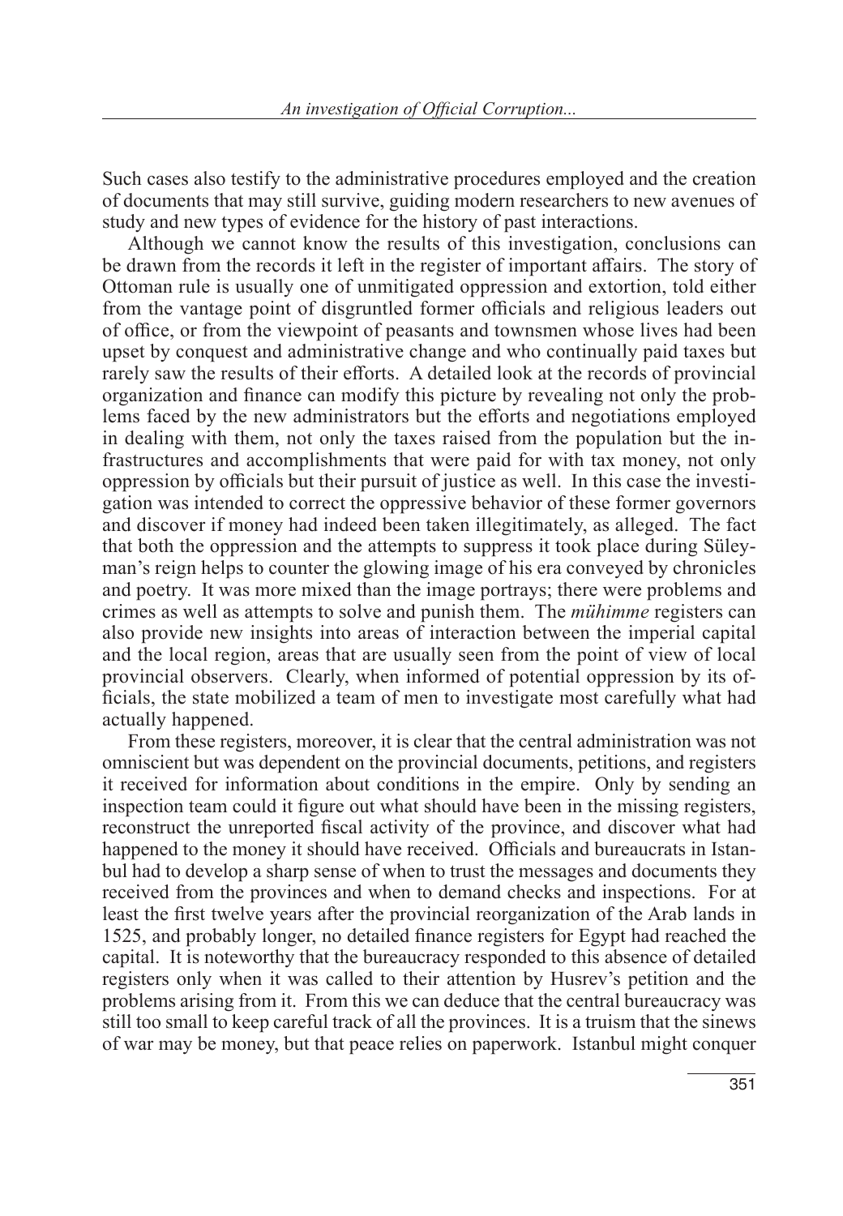Such cases also testify to the administrative procedures employed and the creation of documents that may still survive, guiding modern researchers to new avenues of study and new types of evidence for the history of past interactions.

Although we cannot know the results of this investigation, conclusions can be drawn from the records it left in the register of important affairs. The story of Ottoman rule is usually one of unmitigated oppression and extortion, told either from the vantage point of disgruntled former officials and religious leaders out of office, or from the viewpoint of peasants and townsmen whose lives had been upset by conquest and administrative change and who continually paid taxes but rarely saw the results of their efforts. A detailed look at the records of provincial organization and finance can modify this picture by revealing not only the problems faced by the new administrators but the efforts and negotiations employed in dealing with them, not only the taxes raised from the population but the infrastructures and accomplishments that were paid for with tax money, not only oppression by officials but their pursuit of justice as well. In this case the investigation was intended to correct the oppressive behavior of these former governors and discover if money had indeed been taken illegitimately, as alleged. The fact that both the oppression and the attempts to suppress it took place during Süleyman's reign helps to counter the glowing image of his era conveyed by chronicles and poetry. It was more mixed than the image portrays; there were problems and crimes as well as attempts to solve and punish them. The *mühimme* registers can also provide new insights into areas of interaction between the imperial capital and the local region, areas that are usually seen from the point of view of local provincial observers. Clearly, when informed of potential oppression by its officials, the state mobilized a team of men to investigate most carefully what had actually happened.

From these registers, moreover, it is clear that the central administration was not omniscient but was dependent on the provincial documents, petitions, and registers it received for information about conditions in the empire. Only by sending an inspection team could it figure out what should have been in the missing registers, reconstruct the unreported fiscal activity of the province, and discover what had happened to the money it should have received. Officials and bureaucrats in Istanbul had to develop a sharp sense of when to trust the messages and documents they received from the provinces and when to demand checks and inspections. For at least the first twelve years after the provincial reorganization of the Arab lands in 1525, and probably longer, no detailed finance registers for Egypt had reached the capital. It is noteworthy that the bureaucracy responded to this absence of detailed registers only when it was called to their attention by Husrev's petition and the problems arising from it. From this we can deduce that the central bureaucracy was still too small to keep careful track of all the provinces. It is a truism that the sinews of war may be money, but that peace relies on paperwork. Istanbul might conquer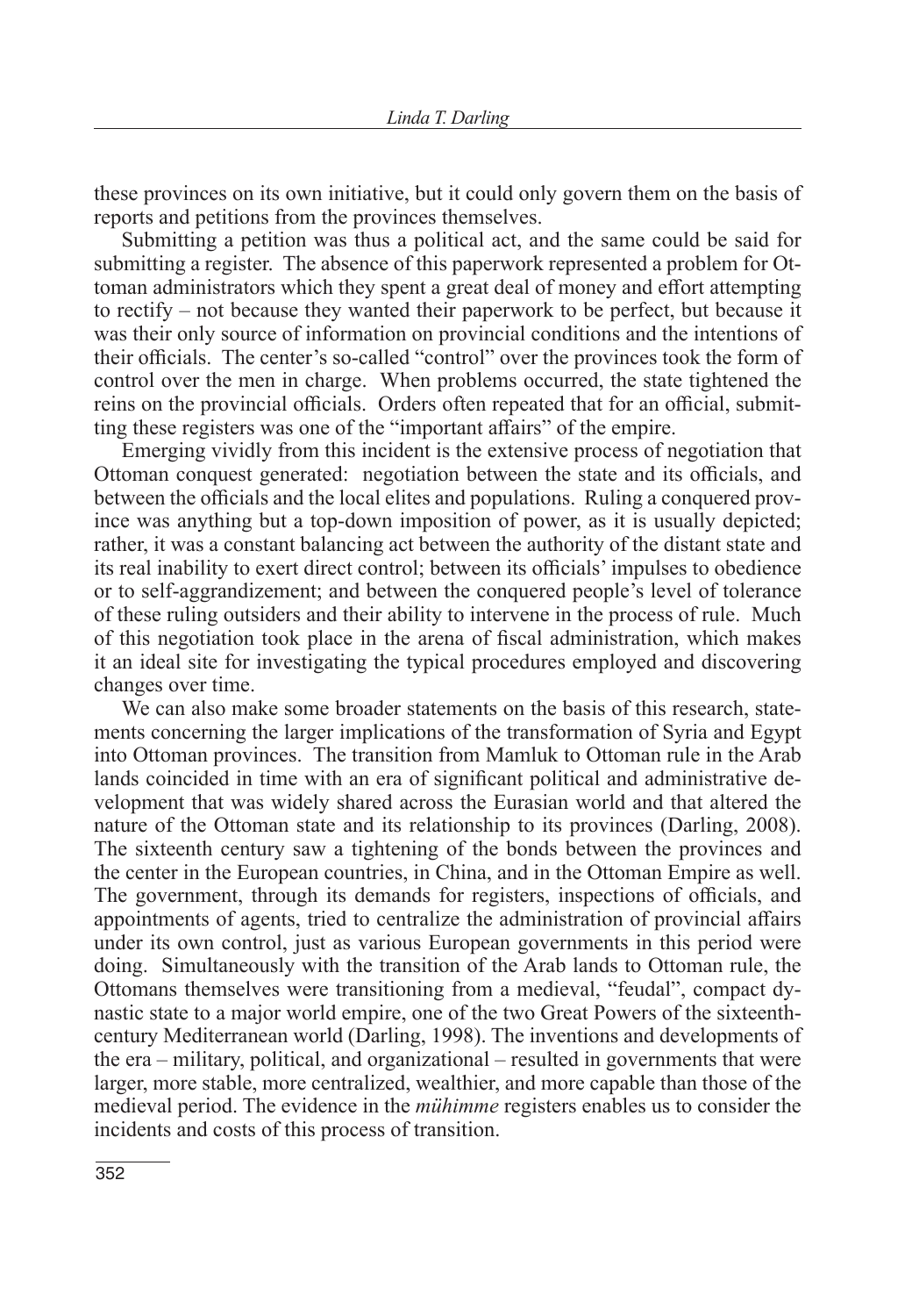these provinces on its own initiative, but it could only govern them on the basis of reports and petitions from the provinces themselves.

Submitting a petition was thus a political act, and the same could be said for submitting a register. The absence of this paperwork represented a problem for Ottoman administrators which they spent a great deal of money and effort attempting to rectify – not because they wanted their paperwork to be perfect, but because it was their only source of information on provincial conditions and the intentions of their officials. The center's so-called "control" over the provinces took the form of control over the men in charge. When problems occurred, the state tightened the reins on the provincial officials. Orders often repeated that for an official, submitting these registers was one of the "important affairs" of the empire.

Emerging vividly from this incident is the extensive process of negotiation that Ottoman conquest generated: negotiation between the state and its officials, and between the officials and the local elites and populations. Ruling a conquered province was anything but a top-down imposition of power, as it is usually depicted; rather, it was a constant balancing act between the authority of the distant state and its real inability to exert direct control; between its officials' impulses to obedience or to self-aggrandizement; and between the conquered people's level of tolerance of these ruling outsiders and their ability to intervene in the process of rule. Much of this negotiation took place in the arena of fiscal administration, which makes it an ideal site for investigating the typical procedures employed and discovering changes over time.

We can also make some broader statements on the basis of this research, statements concerning the larger implications of the transformation of Syria and Egypt into Ottoman provinces. The transition from Mamluk to Ottoman rule in the Arab lands coincided in time with an era of significant political and administrative development that was widely shared across the Eurasian world and that altered the nature of the Ottoman state and its relationship to its provinces (Darling, 2008). The sixteenth century saw a tightening of the bonds between the provinces and the center in the European countries, in China, and in the Ottoman Empire as well. The government, through its demands for registers, inspections of officials, and appointments of agents, tried to centralize the administration of provincial affairs under its own control, just as various European governments in this period were doing. Simultaneously with the transition of the Arab lands to Ottoman rule, the Ottomans themselves were transitioning from a medieval, "feudal", compact dynastic state to a major world empire, one of the two Great Powers of the sixteenth-century Mediterranean world (Darling, 1998). The inventions and developments of the era – military, political, and organizational – resulted in governments that were larger, more stable, more centralized, wealthier, and more capable than those of the medieval period. The evidence in the *mühimme* registers enables us to consider the incidents and costs of this process of transition.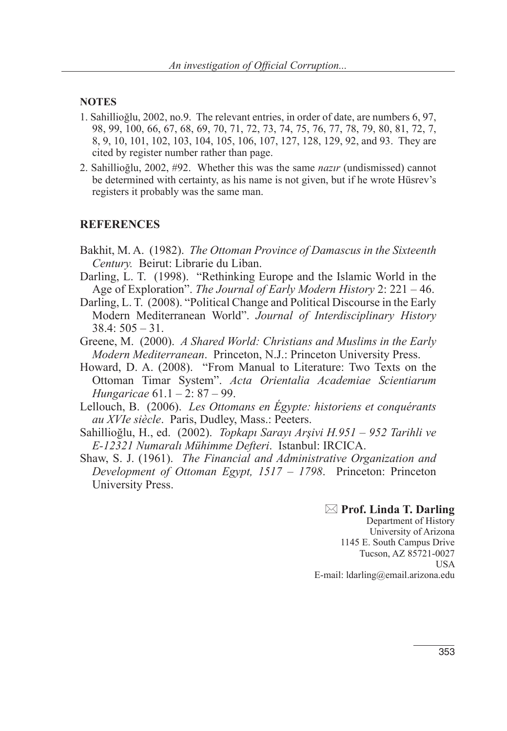## NOTES

1. Sahillioğlu, 2002, no.9. The relevant entries, in order of date, are numbers 6, 97, 98, 99, 100, 66, 67, 68, 69, 70, 71, 72, 73, 74, 75, 76, 77, 78, 79, 80, 81, 72, 7, 8, 9, 10, 101, 102, 103, 104, 105, 106, 107, 127, 128, 129, 92, and 93. They are cited by register number rather than page.
2. Sahillioğlu, 2002, #92. Whether this was the same *nazır* (undismissed) cannot be determined with certainty, as his name is not given, but if he wrote Hüsrev's registers it probably was the same man.

## REFERENCES

Bakhit, M. A. (1982). *The Ottoman Province of Damascus in the Sixteenth Century.* Beirut: Librarie du Liban.

Darling, L. T. (1998). "Rethinking Europe and the Islamic World in the Age of Exploration". *The Journal of Early Modern History* 2: 221 – 46.

Darling, L. T. (2008). "Political Change and Political Discourse in the Early Modern Mediterranean World". *Journal of Interdisciplinary History* 38.4: 505 – 31.

Greene, M. (2000). *A Shared World: Christians and Muslims in the Early Modern Mediterranean*. Princeton, N.J.: Princeton University Press.

Howard, D. A. (2008). "From Manual to Literature: Two Texts on the Ottoman Timar System". *Acta Orientalia Academiae Scientiarum Hungaricae* 61.1 – 2: 87 – 99.

Lellouch, B. (2006). *Les Ottomans en Égypte: historiens et conquérants au XVIe siècle*. Paris, Dudley, Mass.: Peeters.

Sahillioğlu, H., ed. (2002). *Topkapı Sarayı Arşivi H.951 – 952 Tarihli ve E-12321 Numaralı Mühimme Defteri*. Istanbul: IRCICA.

Shaw, S. J. (1961). *The Financial and Administrative Organization and Development of Ottoman Egypt, 1517 – 1798*. Princeton: Princeton University Press.

✉ **Prof. Linda T. Darling**
Department of History
University of Arizona
1145 E. South Campus Drive
Tucson, AZ 85721-0027
USA
E-mail: ldarling@email.arizona.edu